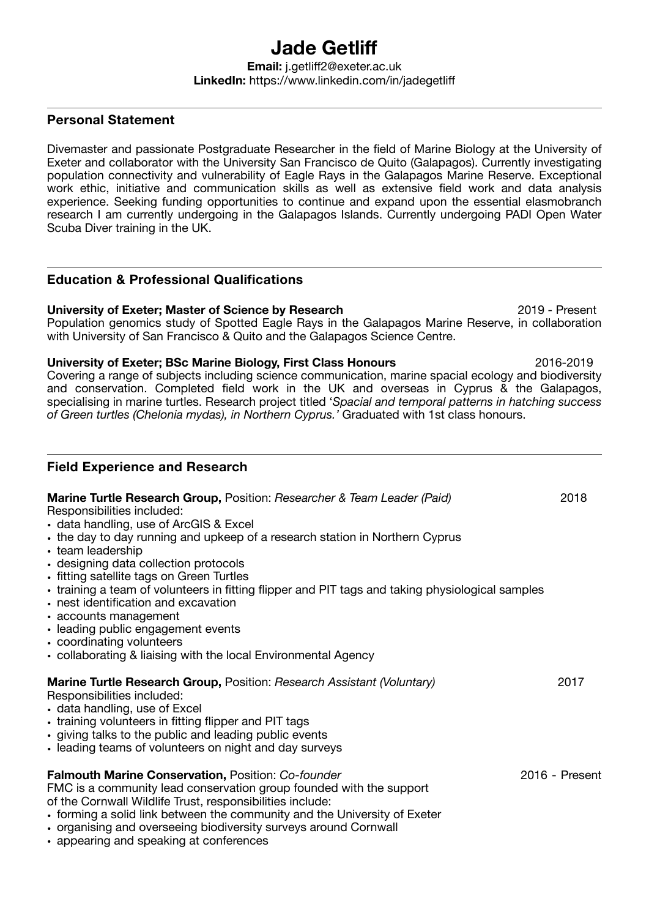# Jade Getliff

**Email:** j.getliff2@exeter.ac.uk
**LinkedIn:** https://www.linkedin.com/in/jadegetliff

## Personal Statement

Divemaster and passionate Postgraduate Researcher in the field of Marine Biology at the University of Exeter and collaborator with the University San Francisco de Quito (Galapagos). Currently investigating population connectivity and vulnerability of Eagle Rays in the Galapagos Marine Reserve. Exceptional work ethic, initiative and communication skills as well as extensive field work and data analysis experience. Seeking funding opportunities to continue and expand upon the essential elasmobranch research I am currently undergoing in the Galapagos Islands. Currently undergoing PADI Open Water Scuba Diver training in the UK.

## Education & Professional Qualifications

**University of Exeter; Master of Science by Research** 2019 - Present
Population genomics study of Spotted Eagle Rays in the Galapagos Marine Reserve, in collaboration with University of San Francisco & Quito and the Galapagos Science Centre.

**University of Exeter; BSc Marine Biology, First Class Honours** 2016-2019
Covering a range of subjects including science communication, marine spacial ecology and biodiversity and conservation. Completed field work in the UK and overseas in Cyprus & the Galapagos, specialising in marine turtles. Research project titled '*Spacial and temporal patterns in hatching success of Green turtles (Chelonia mydas), in Northern Cyprus.'* Graduated with 1st class honours.

## Field Experience and Research

**Marine Turtle Research Group,** Position: *Researcher & Team Leader (Paid)* 2018
Responsibilities included:

- data handling, use of ArcGIS & Excel
- the day to day running and upkeep of a research station in Northern Cyprus
- team leadership
- designing data collection protocols
- fitting satellite tags on Green Turtles
- training a team of volunteers in fitting flipper and PIT tags and taking physiological samples
- nest identification and excavation
- accounts management
- leading public engagement events
- coordinating volunteers
- collaborating & liaising with the local Environmental Agency

**Marine Turtle Research Group,** Position: *Research Assistant (Voluntary)* 2017
Responsibilities included:

- data handling, use of Excel
- training volunteers in fitting flipper and PIT tags
- giving talks to the public and leading public events
- leading teams of volunteers on night and day surveys

**Falmouth Marine Conservation,** Position: *Co-founder* 2016 - Present
FMC is a community lead conservation group founded with the support of the Cornwall Wildlife Trust, responsibilities include:

- forming a solid link between the community and the University of Exeter
- organising and overseeing biodiversity surveys around Cornwall
- appearing and speaking at conferences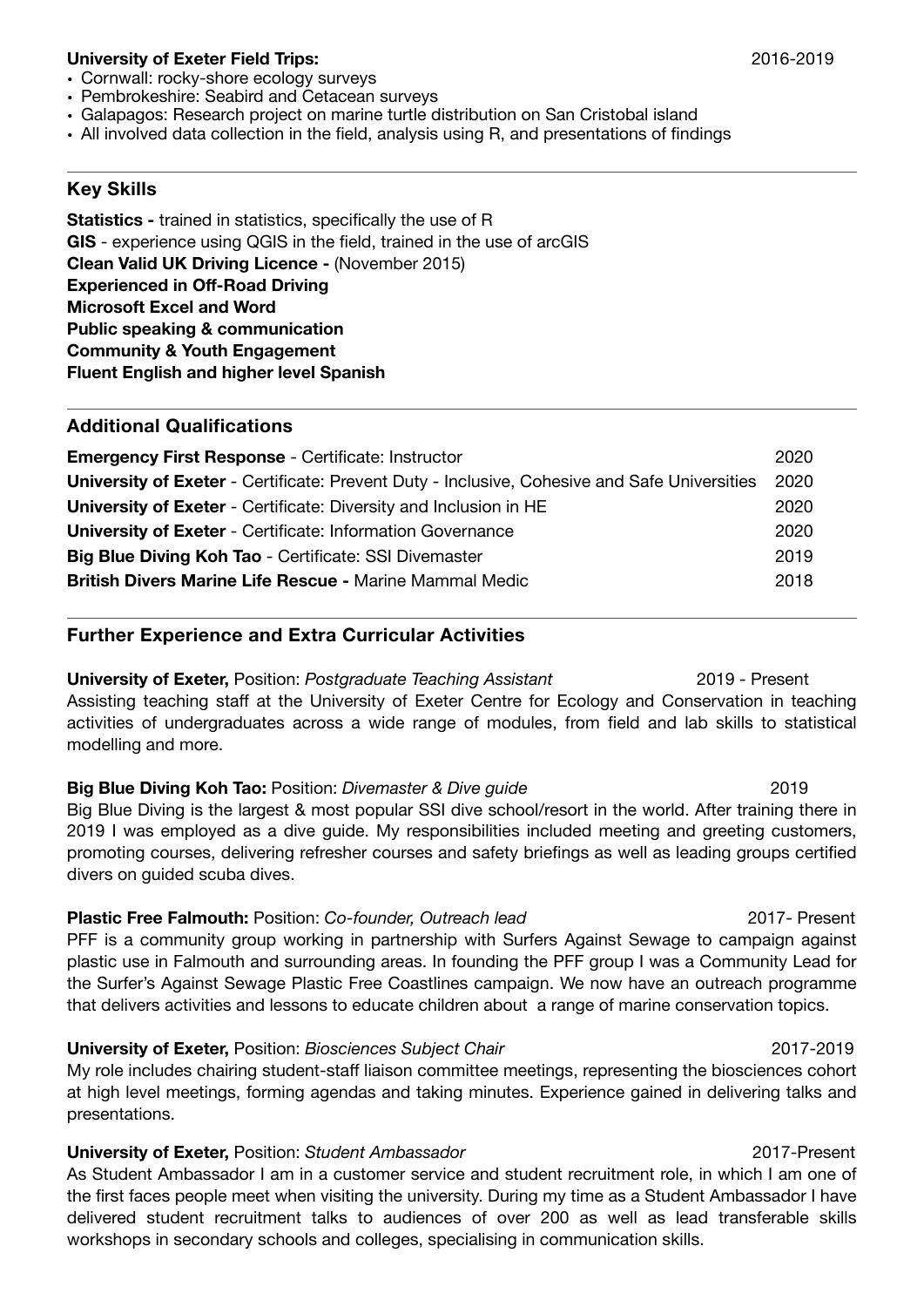**University of Exeter Field Trips:** 2016-2019

- Cornwall: rocky-shore ecology surveys
- Pembrokeshire: Seabird and Cetacean surveys
- Galapagos: Research project on marine turtle distribution on San Cristobal island
- All involved data collection in the field, analysis using R, and presentations of findings

## Key Skills

**Statistics -** trained in statistics, specifically the use of R
**GIS** - experience using QGIS in the field, trained in the use of arcGIS
**Clean Valid UK Driving Licence -** (November 2015)
**Experienced in Off-Road Driving**
**Microsoft Excel and Word**
**Public speaking & communication**
**Community & Youth Engagement**
**Fluent English and higher level Spanish**

## Additional Qualifications

| | |
|---|---|
| **Emergency First Response** - Certificate: Instructor | 2020 |
| **University of Exeter** - Certificate: Prevent Duty - Inclusive, Cohesive and Safe Universities | 2020 |
| **University of Exeter** - Certificate: Diversity and Inclusion in HE | 2020 |
| **University of Exeter** - Certificate: Information Governance | 2020 |
| **Big Blue Diving Koh Tao** - Certificate: SSI Divemaster | 2019 |
| **British Divers Marine Life Rescue -** Marine Mammal Medic | 2018 |

## Further Experience and Extra Curricular Activities

**University of Exeter,** Position: *Postgraduate Teaching Assistant* 2019 - Present
Assisting teaching staff at the University of Exeter Centre for Ecology and Conservation in teaching activities of undergraduates across a wide range of modules, from field and lab skills to statistical modelling and more.

**Big Blue Diving Koh Tao:** Position: *Divemaster & Dive guide* 2019
Big Blue Diving is the largest & most popular SSI dive school/resort in the world. After training there in 2019 I was employed as a dive guide. My responsibilities included meeting and greeting customers, promoting courses, delivering refresher courses and safety briefings as well as leading groups certified divers on guided scuba dives.

**Plastic Free Falmouth:** Position: *Co-founder, Outreach lead* 2017- Present
PFF is a community group working in partnership with Surfers Against Sewage to campaign against plastic use in Falmouth and surrounding areas. In founding the PFF group I was a Community Lead for the Surfer's Against Sewage Plastic Free Coastlines campaign. We now have an outreach programme that delivers activities and lessons to educate children about a range of marine conservation topics.

**University of Exeter,** Position: *Biosciences Subject Chair* 2017-2019
My role includes chairing student-staff liaison committee meetings, representing the biosciences cohort at high level meetings, forming agendas and taking minutes. Experience gained in delivering talks and presentations.

**University of Exeter,** Position: *Student Ambassador* 2017-Present
As Student Ambassador I am in a customer service and student recruitment role, in which I am one of the first faces people meet when visiting the university. During my time as a Student Ambassador I have delivered student recruitment talks to audiences of over 200 as well as lead transferable skills workshops in secondary schools and colleges, specialising in communication skills.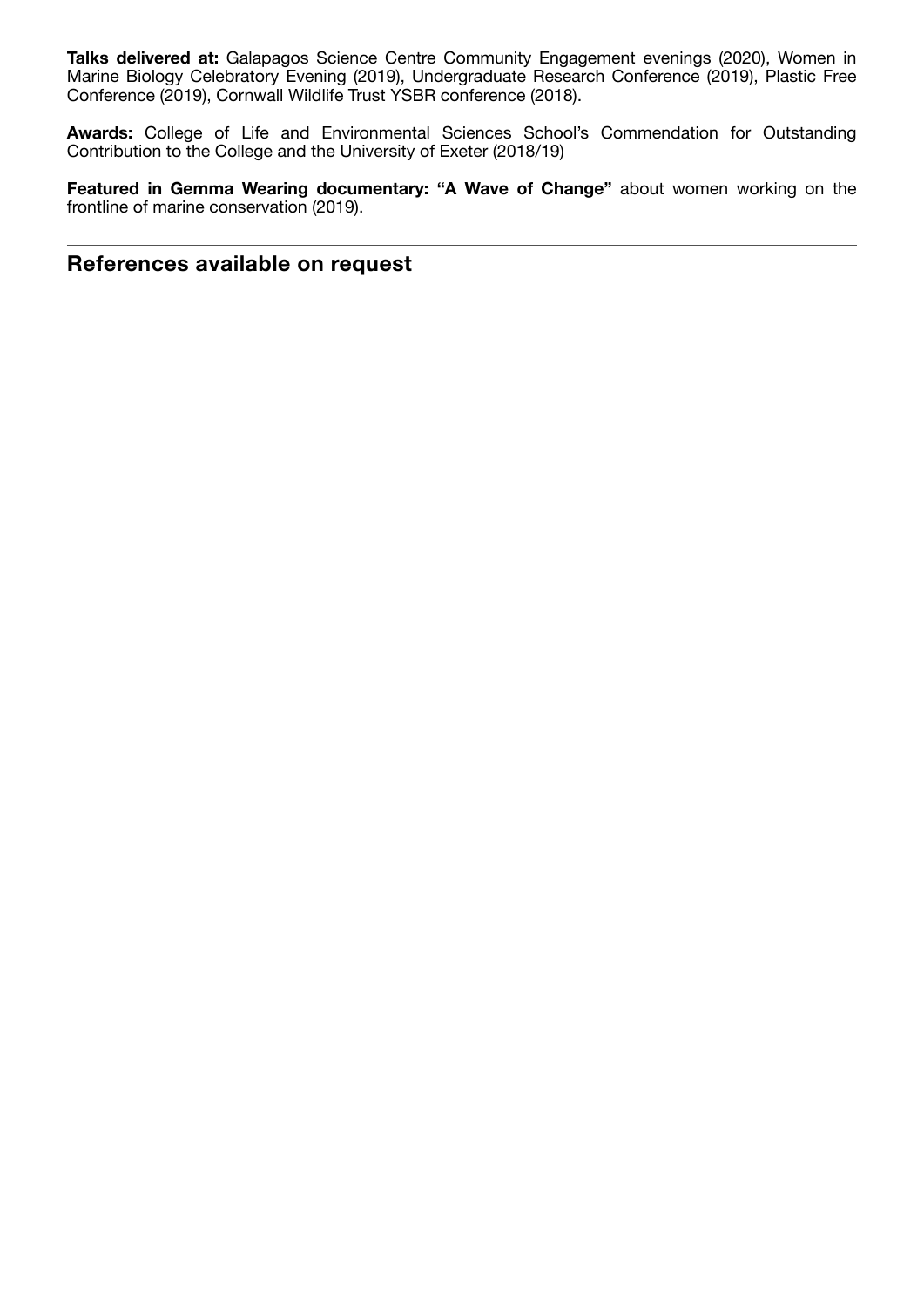**Talks delivered at:** Galapagos Science Centre Community Engagement evenings (2020), Women in Marine Biology Celebratory Evening (2019), Undergraduate Research Conference (2019), Plastic Free Conference (2019), Cornwall Wildlife Trust YSBR conference (2018).

**Awards:** College of Life and Environmental Sciences School's Commendation for Outstanding Contribution to the College and the University of Exeter (2018/19)

**Featured in Gemma Wearing documentary: "A Wave of Change"** about women working on the frontline of marine conservation (2019).

---

## References available on request